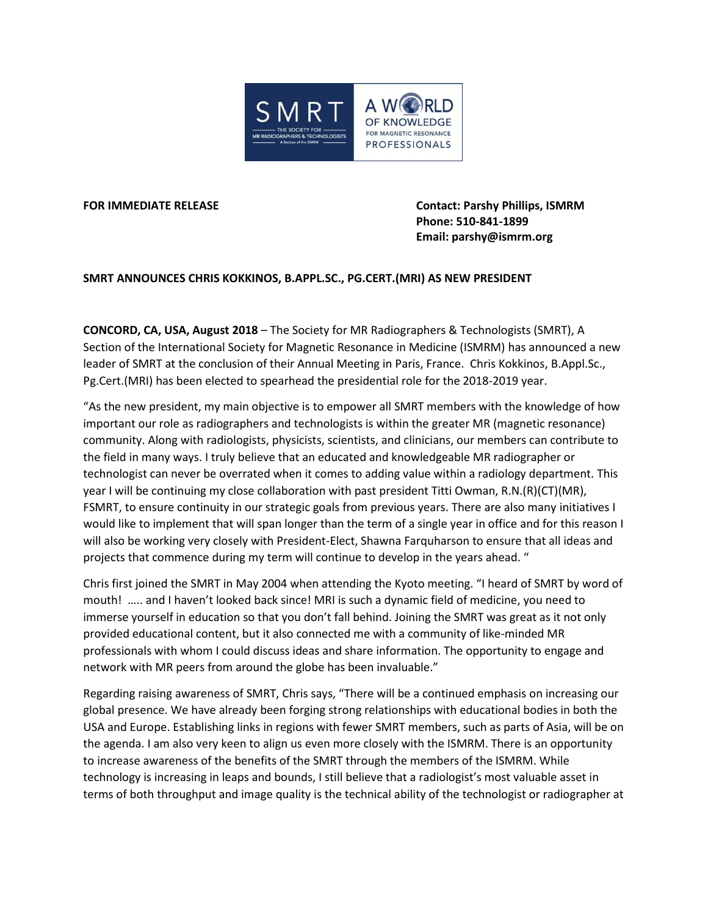**FOR IMMEDIATE RELEASE**

**Contact: Parshy Phillips, ISMRM**
**Phone: 510-841-1899**
**Email: parshy@ismrm.org**

**SMRT ANNOUNCES CHRIS KOKKINOS, B.APPL.SC., PG.CERT.(MRI) AS NEW PRESIDENT**

**CONCORD, CA, USA, August 2018** – The Society for MR Radiographers & Technologists (SMRT), A Section of the International Society for Magnetic Resonance in Medicine (ISMRM) has announced a new leader of SMRT at the conclusion of their Annual Meeting in Paris, France. Chris Kokkinos, B.Appl.Sc., Pg.Cert.(MRI) has been elected to spearhead the presidential role for the 2018-2019 year.

"As the new president, my main objective is to empower all SMRT members with the knowledge of how important our role as radiographers and technologists is within the greater MR (magnetic resonance) community. Along with radiologists, physicists, scientists, and clinicians, our members can contribute to the field in many ways. I truly believe that an educated and knowledgeable MR radiographer or technologist can never be overrated when it comes to adding value within a radiology department. This year I will be continuing my close collaboration with past president Titti Owman, R.N.(R)(CT)(MR), FSMRT, to ensure continuity in our strategic goals from previous years. There are also many initiatives I would like to implement that will span longer than the term of a single year in office and for this reason I will also be working very closely with President-Elect, Shawna Farquharson to ensure that all ideas and projects that commence during my term will continue to develop in the years ahead. "

Chris first joined the SMRT in May 2004 when attending the Kyoto meeting. "I heard of SMRT by word of mouth! ….. and I haven't looked back since! MRI is such a dynamic field of medicine, you need to immerse yourself in education so that you don't fall behind. Joining the SMRT was great as it not only provided educational content, but it also connected me with a community of like-minded MR professionals with whom I could discuss ideas and share information. The opportunity to engage and network with MR peers from around the globe has been invaluable."

Regarding raising awareness of SMRT, Chris says, "There will be a continued emphasis on increasing our global presence. We have already been forging strong relationships with educational bodies in both the USA and Europe. Establishing links in regions with fewer SMRT members, such as parts of Asia, will be on the agenda. I am also very keen to align us even more closely with the ISMRM. There is an opportunity to increase awareness of the benefits of the SMRT through the members of the ISMRM. While technology is increasing in leaps and bounds, I still believe that a radiologist's most valuable asset in terms of both throughput and image quality is the technical ability of the technologist or radiographer at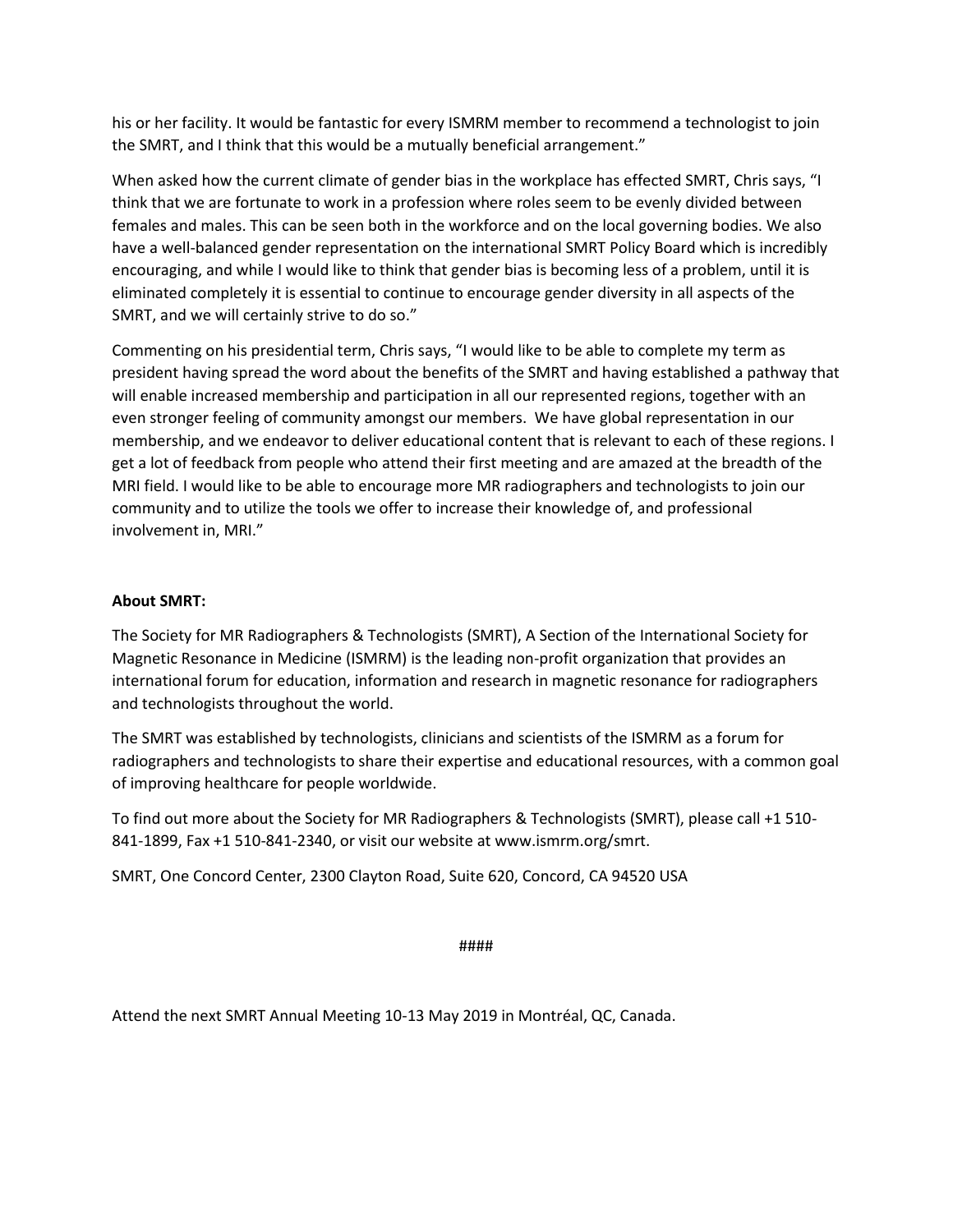his or her facility. It would be fantastic for every ISMRM member to recommend a technologist to join the SMRT, and I think that this would be a mutually beneficial arrangement."

When asked how the current climate of gender bias in the workplace has effected SMRT, Chris says, "I think that we are fortunate to work in a profession where roles seem to be evenly divided between females and males. This can be seen both in the workforce and on the local governing bodies. We also have a well-balanced gender representation on the international SMRT Policy Board which is incredibly encouraging, and while I would like to think that gender bias is becoming less of a problem, until it is eliminated completely it is essential to continue to encourage gender diversity in all aspects of the SMRT, and we will certainly strive to do so."

Commenting on his presidential term, Chris says, "I would like to be able to complete my term as president having spread the word about the benefits of the SMRT and having established a pathway that will enable increased membership and participation in all our represented regions, together with an even stronger feeling of community amongst our members. We have global representation in our membership, and we endeavor to deliver educational content that is relevant to each of these regions. I get a lot of feedback from people who attend their first meeting and are amazed at the breadth of the MRI field. I would like to be able to encourage more MR radiographers and technologists to join our community and to utilize the tools we offer to increase their knowledge of, and professional involvement in, MRI."

**About SMRT:**

The Society for MR Radiographers & Technologists (SMRT), A Section of the International Society for Magnetic Resonance in Medicine (ISMRM) is the leading non-profit organization that provides an international forum for education, information and research in magnetic resonance for radiographers and technologists throughout the world.

The SMRT was established by technologists, clinicians and scientists of the ISMRM as a forum for radiographers and technologists to share their expertise and educational resources, with a common goal of improving healthcare for people worldwide.

To find out more about the Society for MR Radiographers & Technologists (SMRT), please call +1 510-841-1899, Fax +1 510-841-2340, or visit our website at www.ismrm.org/smrt.

SMRT, One Concord Center, 2300 Clayton Road, Suite 620, Concord, CA 94520 USA

####

Attend the next SMRT Annual Meeting 10-13 May 2019 in Montréal, QC, Canada.